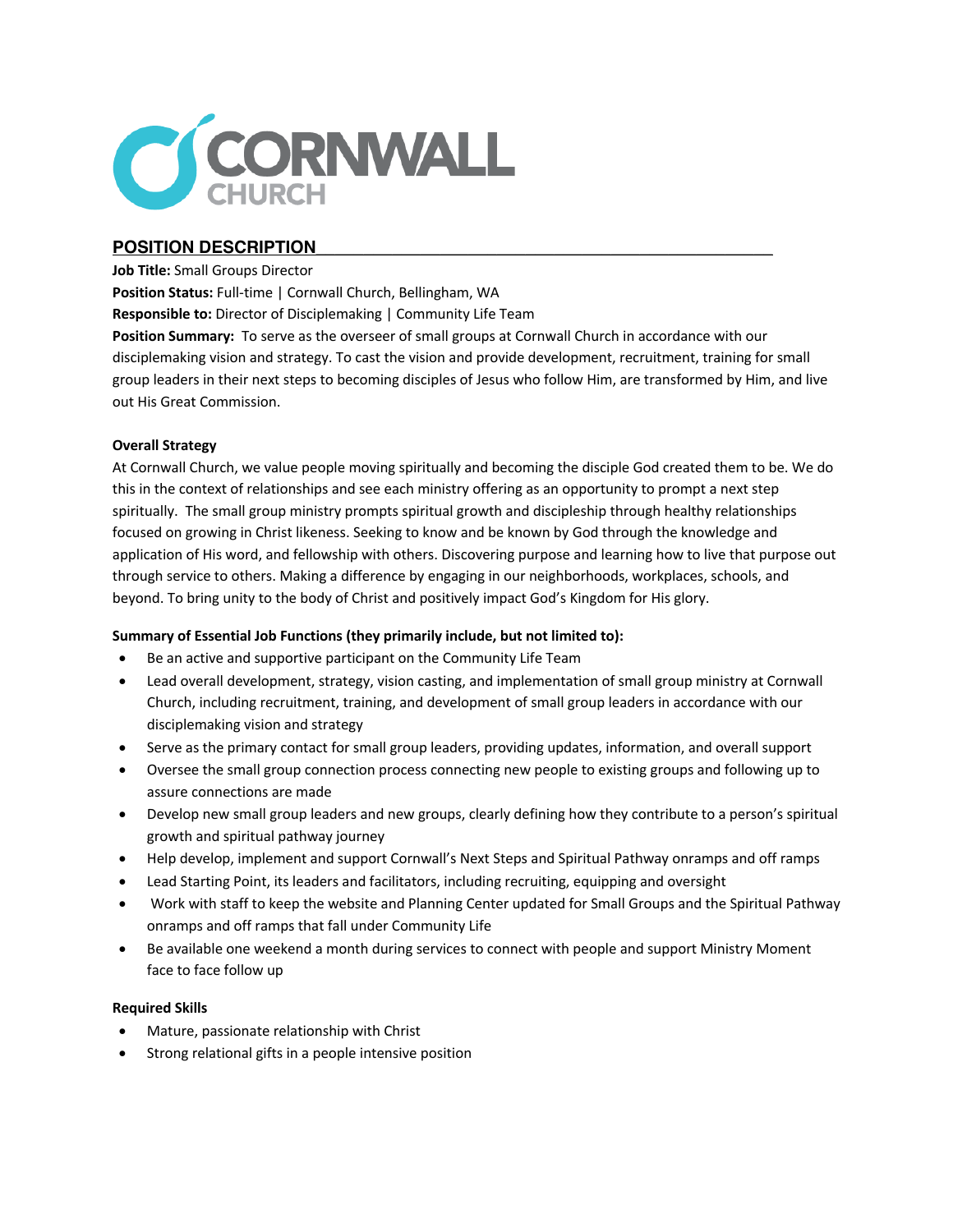CORNWALL CHURCH

## POSITION DESCRIPTION

**Job Title:** Small Groups Director

**Position Status:** Full-time | Cornwall Church, Bellingham, WA

**Responsible to:** Director of Disciplemaking | Community Life Team

**Position Summary:** To serve as the overseer of small groups at Cornwall Church in accordance with our disciplemaking vision and strategy. To cast the vision and provide development, recruitment, training for small group leaders in their next steps to becoming disciples of Jesus who follow Him, are transformed by Him, and live out His Great Commission.

**Overall Strategy**

At Cornwall Church, we value people moving spiritually and becoming the disciple God created them to be. We do this in the context of relationships and see each ministry offering as an opportunity to prompt a next step spiritually. The small group ministry prompts spiritual growth and discipleship through healthy relationships focused on growing in Christ likeness. Seeking to know and be known by God through the knowledge and application of His word, and fellowship with others. Discovering purpose and learning how to live that purpose out through service to others. Making a difference by engaging in our neighborhoods, workplaces, schools, and beyond. To bring unity to the body of Christ and positively impact God's Kingdom for His glory.

**Summary of Essential Job Functions (they primarily include, but not limited to):**

- Be an active and supportive participant on the Community Life Team
- Lead overall development, strategy, vision casting, and implementation of small group ministry at Cornwall Church, including recruitment, training, and development of small group leaders in accordance with our disciplemaking vision and strategy
- Serve as the primary contact for small group leaders, providing updates, information, and overall support
- Oversee the small group connection process connecting new people to existing groups and following up to assure connections are made
- Develop new small group leaders and new groups, clearly defining how they contribute to a person's spiritual growth and spiritual pathway journey
- Help develop, implement and support Cornwall's Next Steps and Spiritual Pathway onramps and off ramps
- Lead Starting Point, its leaders and facilitators, including recruiting, equipping and oversight
- Work with staff to keep the website and Planning Center updated for Small Groups and the Spiritual Pathway onramps and off ramps that fall under Community Life
- Be available one weekend a month during services to connect with people and support Ministry Moment face to face follow up

**Required Skills**

- Mature, passionate relationship with Christ
- Strong relational gifts in a people intensive position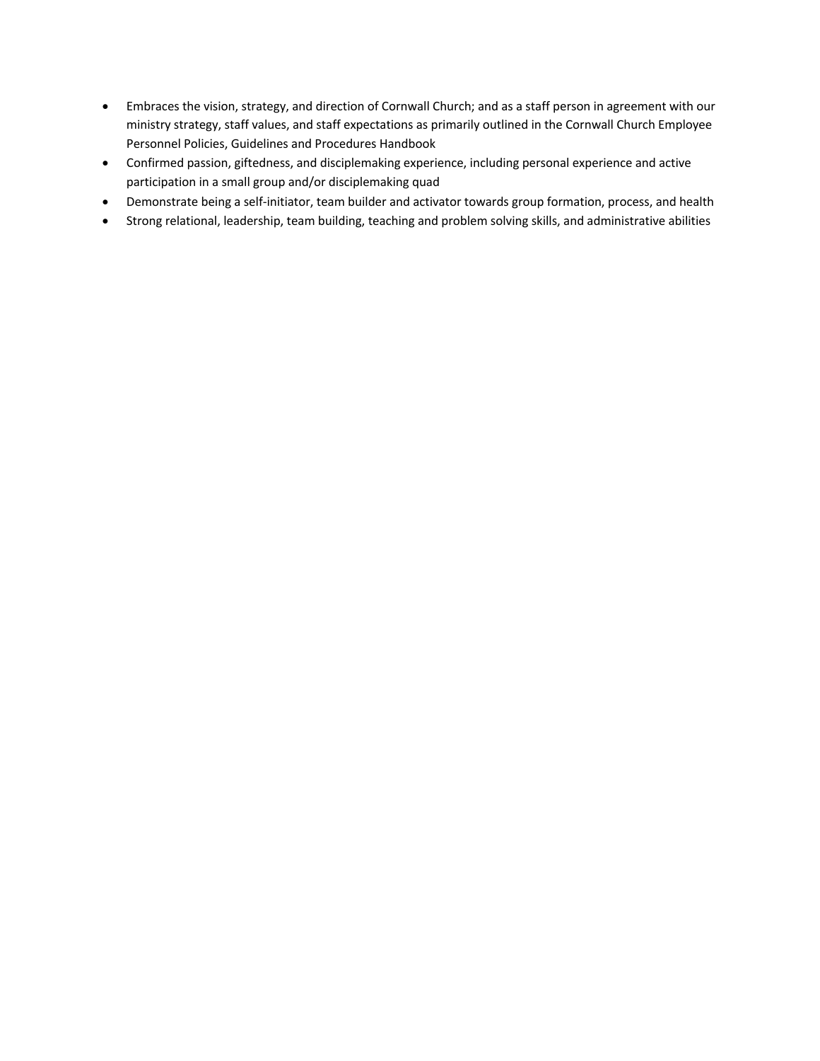- Embraces the vision, strategy, and direction of Cornwall Church; and as a staff person in agreement with our ministry strategy, staff values, and staff expectations as primarily outlined in the Cornwall Church Employee Personnel Policies, Guidelines and Procedures Handbook
- Confirmed passion, giftedness, and disciplemaking experience, including personal experience and active participation in a small group and/or disciplemaking quad
- Demonstrate being a self-initiator, team builder and activator towards group formation, process, and health
- Strong relational, leadership, team building, teaching and problem solving skills, and administrative abilities